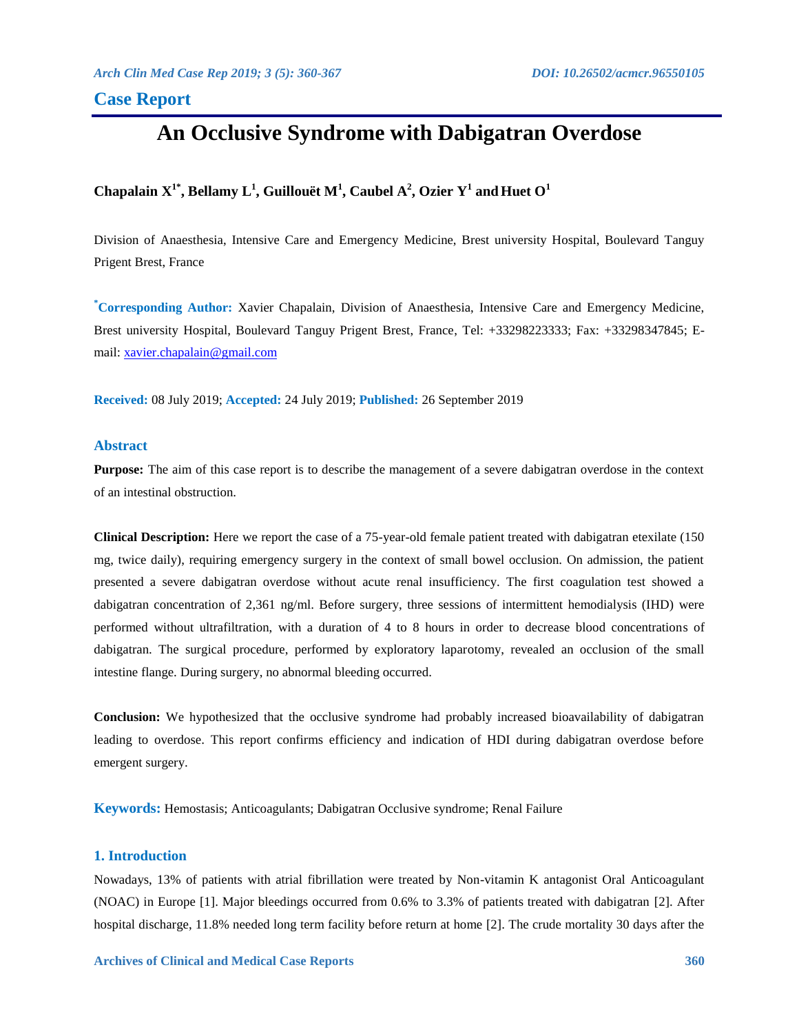## Case Report

# An Occlusive Syndrome with Dabigatran Overdose

**Chapalain X[1*], Bellamy L[1], Guillouët M[1], Caubel A[2], Ozier Y[1] and Huet O[1]**

Division of Anaesthesia, Intensive Care and Emergency Medicine, Brest university Hospital, Boulevard Tanguy Prigent Brest, France

**[*]Corresponding Author:** Xavier Chapalain, Division of Anaesthesia, Intensive Care and Emergency Medicine, Brest university Hospital, Boulevard Tanguy Prigent Brest, France, Tel: +33298223333; Fax: +33298347845; E-mail: xavier.chapalain@gmail.com

**Received:** 08 July 2019; **Accepted:** 24 July 2019; **Published:** 26 September 2019

### Abstract

**Purpose:** The aim of this case report is to describe the management of a severe dabigatran overdose in the context of an intestinal obstruction.

**Clinical Description:** Here we report the case of a 75-year-old female patient treated with dabigatran etexilate (150 mg, twice daily), requiring emergency surgery in the context of small bowel occlusion. On admission, the patient presented a severe dabigatran overdose without acute renal insufficiency. The first coagulation test showed a dabigatran concentration of 2,361 ng/ml. Before surgery, three sessions of intermittent hemodialysis (IHD) were performed without ultrafiltration, with a duration of 4 to 8 hours in order to decrease blood concentrations of dabigatran. The surgical procedure, performed by exploratory laparotomy, revealed an occlusion of the small intestine flange. During surgery, no abnormal bleeding occurred.

**Conclusion:** We hypothesized that the occlusive syndrome had probably increased bioavailability of dabigatran leading to overdose. This report confirms efficiency and indication of HDI during dabigatran overdose before emergent surgery.

**Keywords:** Hemostasis; Anticoagulants; Dabigatran Occlusive syndrome; Renal Failure

### 1. Introduction

Nowadays, 13% of patients with atrial fibrillation were treated by Non-vitamin K antagonist Oral Anticoagulant (NOAC) in Europe [1]. Major bleedings occurred from 0.6% to 3.3% of patients treated with dabigatran [2]. After hospital discharge, 11.8% needed long term facility before return at home [2]. The crude mortality 30 days after the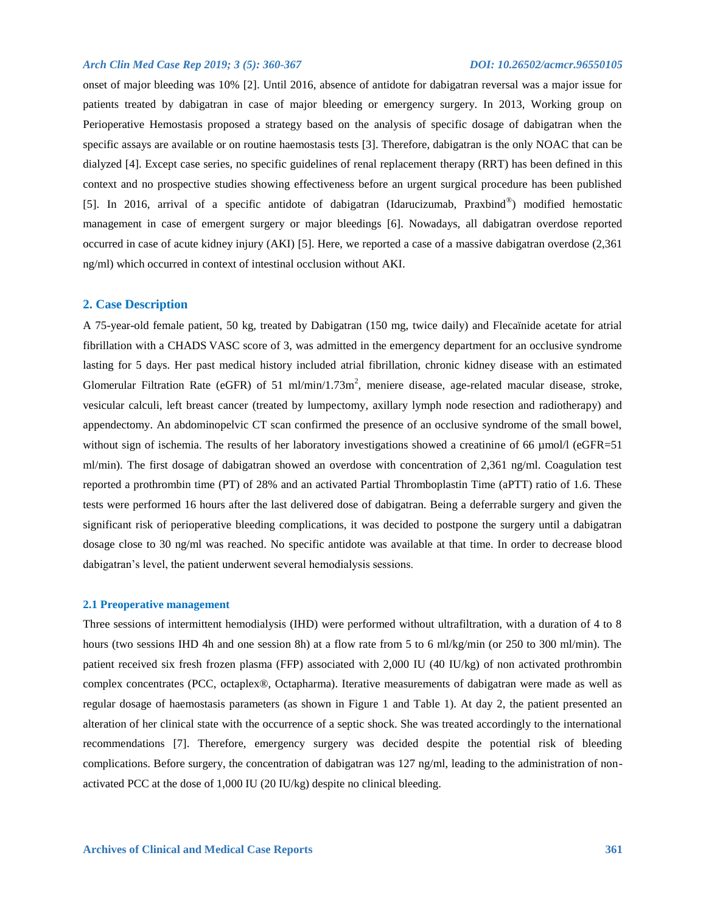onset of major bleeding was 10% [2]. Until 2016, absence of antidote for dabigatran reversal was a major issue for patients treated by dabigatran in case of major bleeding or emergency surgery. In 2013, Working group on Perioperative Hemostasis proposed a strategy based on the analysis of specific dosage of dabigatran when the specific assays are available or on routine haemostasis tests [3]. Therefore, dabigatran is the only NOAC that can be dialyzed [4]. Except case series, no specific guidelines of renal replacement therapy (RRT) has been defined in this context and no prospective studies showing effectiveness before an urgent surgical procedure has been published [5]. In 2016, arrival of a specific antidote of dabigatran (Idarucizumab, Praxbind®) modified hemostatic management in case of emergent surgery or major bleedings [6]. Nowadays, all dabigatran overdose reported occurred in case of acute kidney injury (AKI) [5]. Here, we reported a case of a massive dabigatran overdose (2,361 ng/ml) which occurred in context of intestinal occlusion without AKI.

## 2. Case Description

A 75-year-old female patient, 50 kg, treated by Dabigatran (150 mg, twice daily) and Flecaïnide acetate for atrial fibrillation with a CHADS VASC score of 3, was admitted in the emergency department for an occlusive syndrome lasting for 5 days. Her past medical history included atrial fibrillation, chronic kidney disease with an estimated Glomerular Filtration Rate (eGFR) of 51 ml/min/1.73m$^2$, meniere disease, age-related macular disease, stroke, vesicular calculi, left breast cancer (treated by lumpectomy, axillary lymph node resection and radiotherapy) and appendectomy. An abdominopelvic CT scan confirmed the presence of an occlusive syndrome of the small bowel, without sign of ischemia. The results of her laboratory investigations showed a creatinine of 66 µmol/l (eGFR=51 ml/min). The first dosage of dabigatran showed an overdose with concentration of 2,361 ng/ml. Coagulation test reported a prothrombin time (PT) of 28% and an activated Partial Thromboplastin Time (aPTT) ratio of 1.6. These tests were performed 16 hours after the last delivered dose of dabigatran. Being a deferrable surgery and given the significant risk of perioperative bleeding complications, it was decided to postpone the surgery until a dabigatran dosage close to 30 ng/ml was reached. No specific antidote was available at that time. In order to decrease blood dabigatran's level, the patient underwent several hemodialysis sessions.

### 2.1 Preoperative management

Three sessions of intermittent hemodialysis (IHD) were performed without ultrafiltration, with a duration of 4 to 8 hours (two sessions IHD 4h and one session 8h) at a flow rate from 5 to 6 ml/kg/min (or 250 to 300 ml/min). The patient received six fresh frozen plasma (FFP) associated with 2,000 IU (40 IU/kg) of non activated prothrombin complex concentrates (PCC, octaplex®, Octapharma). Iterative measurements of dabigatran were made as well as regular dosage of haemostasis parameters (as shown in Figure 1 and Table 1). At day 2, the patient presented an alteration of her clinical state with the occurrence of a septic shock. She was treated accordingly to the international recommendations [7]. Therefore, emergency surgery was decided despite the potential risk of bleeding complications. Before surgery, the concentration of dabigatran was 127 ng/ml, leading to the administration of non-activated PCC at the dose of 1,000 IU (20 IU/kg) despite no clinical bleeding.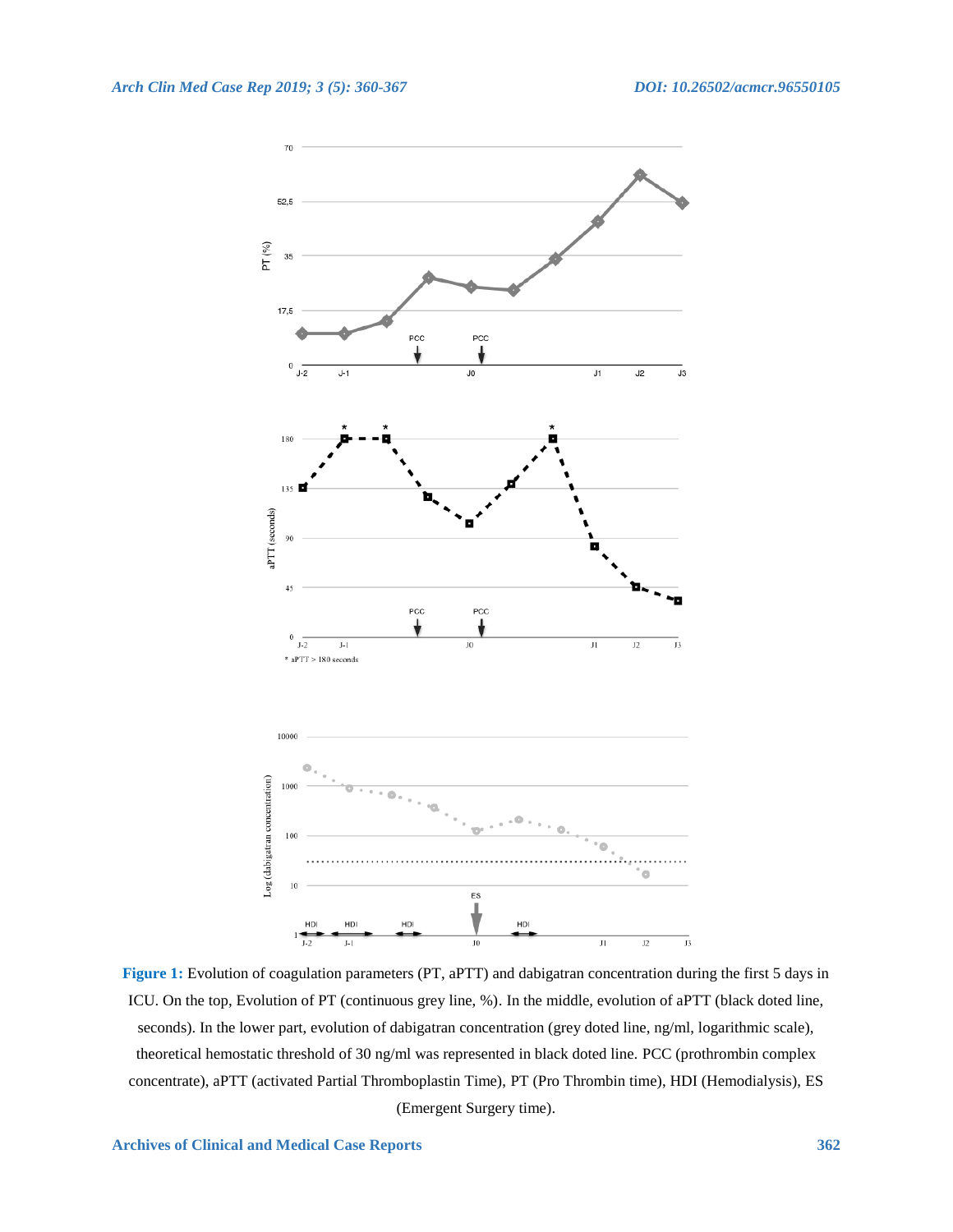Figure 1: Evolution of coagulation parameters (PT, aPTT) and dabigatran concentration during the first 5 days in ICU. On the top, Evolution of PT (continuous grey line, %). In the middle, evolution of aPTT (black doted line, seconds). In the lower part, evolution of dabigatran concentration (grey doted line, ng/ml, logarithmic scale), theoretical hemostatic threshold of 30 ng/ml was represented in black doted line. PCC (prothrombin complex concentrate), aPTT (activated Partial Thromboplastin Time), PT (Pro Thrombin time), HDI (Hemodialysis), ES (Emergent Surgery time).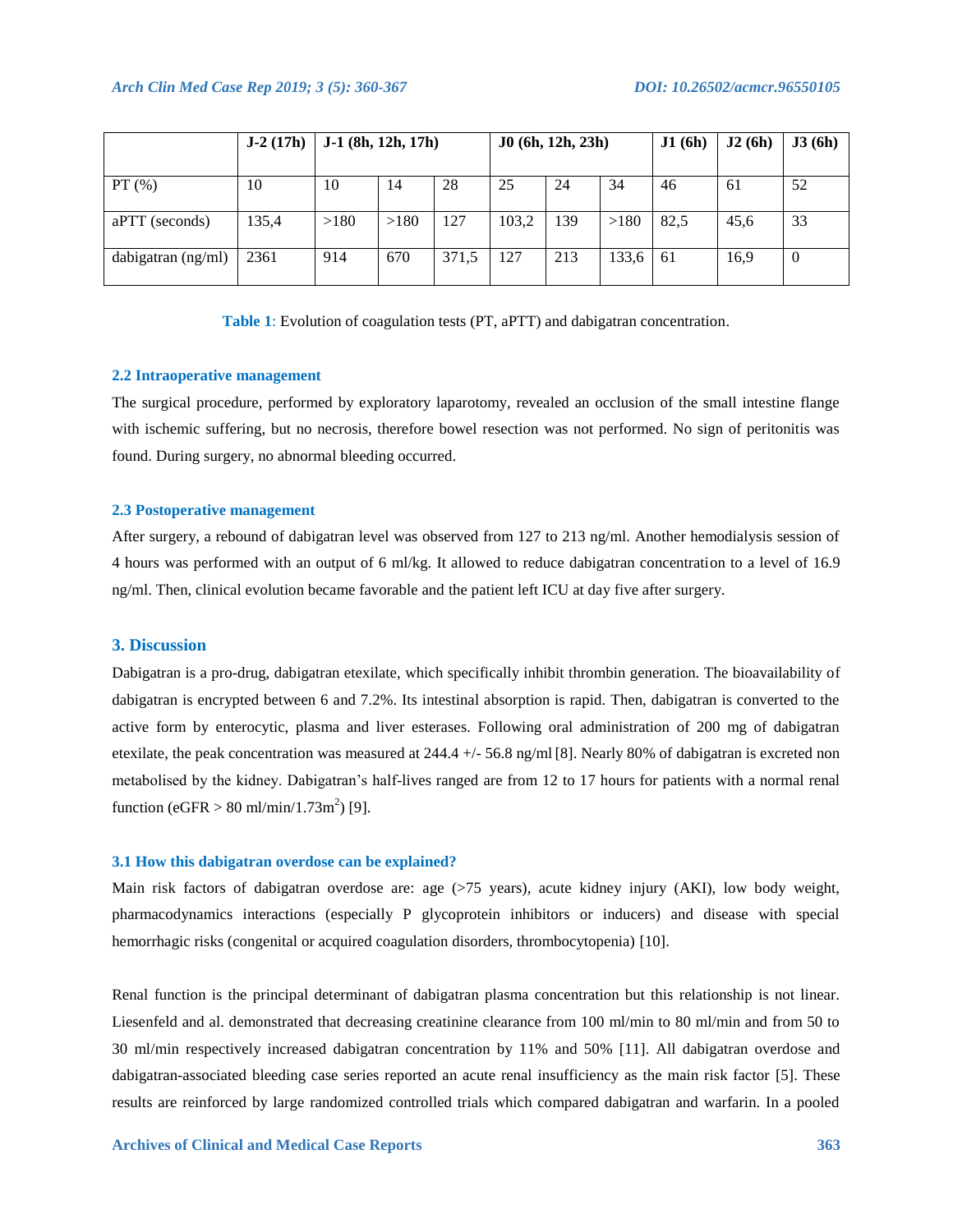| | J-2 (17h) | J-1 (8h, 12h, 17h) | | | J0 (6h, 12h, 23h) | | | J1 (6h) | J2 (6h) | J3 (6h) |
|---|---|---|---|---|---|---|---|---|---|---|
| PT (%) | 10 | 10 | 14 | 28 | 25 | 24 | 34 | 46 | 61 | 52 |
| aPTT (seconds) | 135,4 | >180 | >180 | 127 | 103,2 | 139 | >180 | 82,5 | 45,6 | 33 |
| dabigatran (ng/ml) | 2361 | 914 | 670 | 371,5 | 127 | 213 | 133,6 | 61 | 16,9 | 0 |

**Table 1**: Evolution of coagulation tests (PT, aPTT) and dabigatran concentration.

### 2.2 Intraoperative management

The surgical procedure, performed by exploratory laparotomy, revealed an occlusion of the small intestine flange with ischemic suffering, but no necrosis, therefore bowel resection was not performed. No sign of peritonitis was found. During surgery, no abnormal bleeding occurred.

### 2.3 Postoperative management

After surgery, a rebound of dabigatran level was observed from 127 to 213 ng/ml. Another hemodialysis session of 4 hours was performed with an output of 6 ml/kg. It allowed to reduce dabigatran concentration to a level of 16.9 ng/ml. Then, clinical evolution became favorable and the patient left ICU at day five after surgery.

## 3. Discussion

Dabigatran is a pro-drug, dabigatran etexilate, which specifically inhibit thrombin generation. The bioavailability of dabigatran is encrypted between 6 and 7.2%. Its intestinal absorption is rapid. Then, dabigatran is converted to the active form by enterocytic, plasma and liver esterases. Following oral administration of 200 mg of dabigatran etexilate, the peak concentration was measured at 244.4 +/- 56.8 ng/ml [8]. Nearly 80% of dabigatran is excreted non metabolised by the kidney. Dabigatran's half-lives ranged are from 12 to 17 hours for patients with a normal renal function (eGFR > 80 ml/min/1.73m$^2$) [9].

### 3.1 How this dabigatran overdose can be explained?

Main risk factors of dabigatran overdose are: age (>75 years), acute kidney injury (AKI), low body weight, pharmacodynamics interactions (especially P glycoprotein inhibitors or inducers) and disease with special hemorrhagic risks (congenital or acquired coagulation disorders, thrombocytopenia) [10].

Renal function is the principal determinant of dabigatran plasma concentration but this relationship is not linear. Liesenfeld and al. demonstrated that decreasing creatinine clearance from 100 ml/min to 80 ml/min and from 50 to 30 ml/min respectively increased dabigatran concentration by 11% and 50% [11]. All dabigatran overdose and dabigatran-associated bleeding case series reported an acute renal insufficiency as the main risk factor [5]. These results are reinforced by large randomized controlled trials which compared dabigatran and warfarin. In a pooled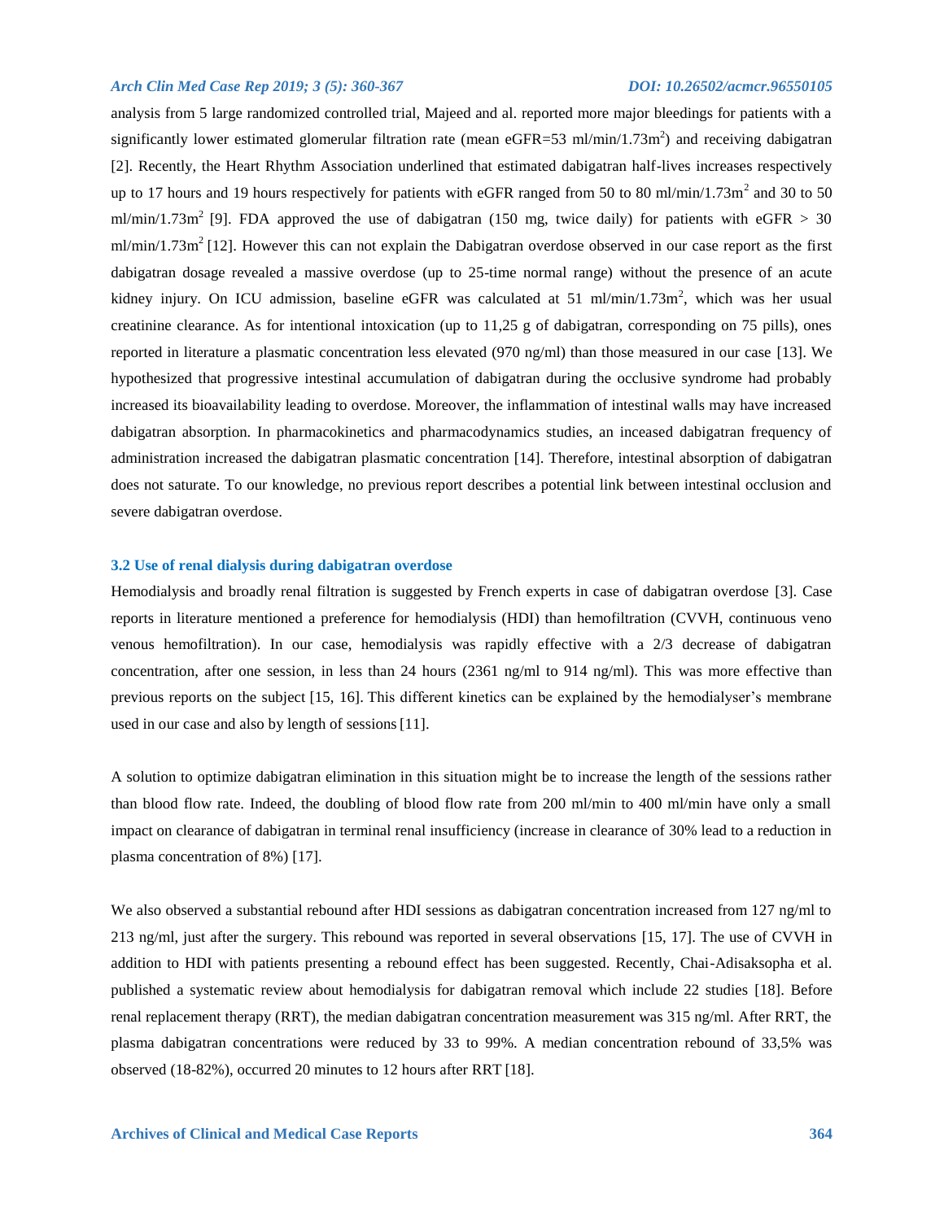analysis from 5 large randomized controlled trial, Majeed and al. reported more major bleedings for patients with a significantly lower estimated glomerular filtration rate (mean eGFR=53 ml/min/1.73m$^2$) and receiving dabigatran [2]. Recently, the Heart Rhythm Association underlined that estimated dabigatran half-lives increases respectively up to 17 hours and 19 hours respectively for patients with eGFR ranged from 50 to 80 ml/min/1.73m$^2$ and 30 to 50 ml/min/1.73m$^2$ [9]. FDA approved the use of dabigatran (150 mg, twice daily) for patients with eGFR > 30 ml/min/1.73m$^2$ [12]. However this can not explain the Dabigatran overdose observed in our case report as the first dabigatran dosage revealed a massive overdose (up to 25-time normal range) without the presence of an acute kidney injury. On ICU admission, baseline eGFR was calculated at 51 ml/min/1.73m$^2$, which was her usual creatinine clearance. As for intentional intoxication (up to 11,25 g of dabigatran, corresponding on 75 pills), ones reported in literature a plasmatic concentration less elevated (970 ng/ml) than those measured in our case [13]. We hypothesized that progressive intestinal accumulation of dabigatran during the occlusive syndrome had probably increased its bioavailability leading to overdose. Moreover, the inflammation of intestinal walls may have increased dabigatran absorption. In pharmacokinetics and pharmacodynamics studies, an inceased dabigatran frequency of administration increased the dabigatran plasmatic concentration [14]. Therefore, intestinal absorption of dabigatran does not saturate. To our knowledge, no previous report describes a potential link between intestinal occlusion and severe dabigatran overdose.

### 3.2 Use of renal dialysis during dabigatran overdose

Hemodialysis and broadly renal filtration is suggested by French experts in case of dabigatran overdose [3]. Case reports in literature mentioned a preference for hemodialysis (HDI) than hemofiltration (CVVH, continuous veno venous hemofiltration). In our case, hemodialysis was rapidly effective with a 2/3 decrease of dabigatran concentration, after one session, in less than 24 hours (2361 ng/ml to 914 ng/ml). This was more effective than previous reports on the subject [15, 16]. This different kinetics can be explained by the hemodialyser's membrane used in our case and also by length of sessions [11].

A solution to optimize dabigatran elimination in this situation might be to increase the length of the sessions rather than blood flow rate. Indeed, the doubling of blood flow rate from 200 ml/min to 400 ml/min have only a small impact on clearance of dabigatran in terminal renal insufficiency (increase in clearance of 30% lead to a reduction in plasma concentration of 8%) [17].

We also observed a substantial rebound after HDI sessions as dabigatran concentration increased from 127 ng/ml to 213 ng/ml, just after the surgery. This rebound was reported in several observations [15, 17]. The use of CVVH in addition to HDI with patients presenting a rebound effect has been suggested. Recently, Chai-Adisaksopha et al. published a systematic review about hemodialysis for dabigatran removal which include 22 studies [18]. Before renal replacement therapy (RRT), the median dabigatran concentration measurement was 315 ng/ml. After RRT, the plasma dabigatran concentrations were reduced by 33 to 99%. A median concentration rebound of 33,5% was observed (18-82%), occurred 20 minutes to 12 hours after RRT [18].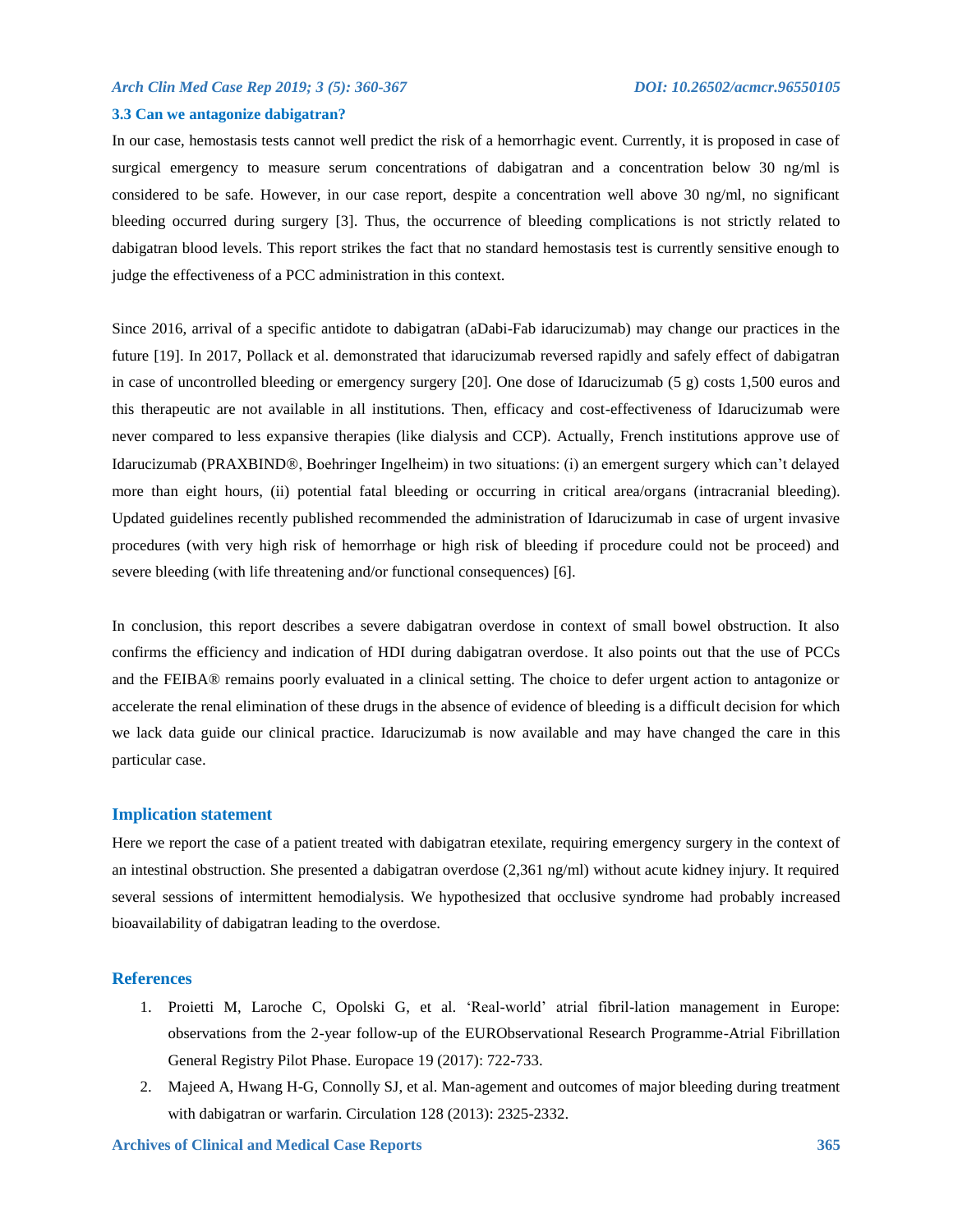### 3.3 Can we antagonize dabigatran?

In our case, hemostasis tests cannot well predict the risk of a hemorrhagic event. Currently, it is proposed in case of surgical emergency to measure serum concentrations of dabigatran and a concentration below 30 ng/ml is considered to be safe. However, in our case report, despite a concentration well above 30 ng/ml, no significant bleeding occurred during surgery [3]. Thus, the occurrence of bleeding complications is not strictly related to dabigatran blood levels. This report strikes the fact that no standard hemostasis test is currently sensitive enough to judge the effectiveness of a PCC administration in this context.

Since 2016, arrival of a specific antidote to dabigatran (aDabi-Fab idarucizumab) may change our practices in the future [19]. In 2017, Pollack et al. demonstrated that idarucizumab reversed rapidly and safely effect of dabigatran in case of uncontrolled bleeding or emergency surgery [20]. One dose of Idarucizumab (5 g) costs 1,500 euros and this therapeutic are not available in all institutions. Then, efficacy and cost-effectiveness of Idarucizumab were never compared to less expansive therapies (like dialysis and CCP). Actually, French institutions approve use of Idarucizumab (PRAXBIND®, Boehringer Ingelheim) in two situations: (i) an emergent surgery which can't delayed more than eight hours, (ii) potential fatal bleeding or occurring in critical area/organs (intracranial bleeding). Updated guidelines recently published recommended the administration of Idarucizumab in case of urgent invasive procedures (with very high risk of hemorrhage or high risk of bleeding if procedure could not be proceed) and severe bleeding (with life threatening and/or functional consequences) [6].

In conclusion, this report describes a severe dabigatran overdose in context of small bowel obstruction. It also confirms the efficiency and indication of HDI during dabigatran overdose. It also points out that the use of PCCs and the FEIBA® remains poorly evaluated in a clinical setting. The choice to defer urgent action to antagonize or accelerate the renal elimination of these drugs in the absence of evidence of bleeding is a difficult decision for which we lack data guide our clinical practice. Idarucizumab is now available and may have changed the care in this particular case.

## Implication statement

Here we report the case of a patient treated with dabigatran etexilate, requiring emergency surgery in the context of an intestinal obstruction. She presented a dabigatran overdose (2,361 ng/ml) without acute kidney injury. It required several sessions of intermittent hemodialysis. We hypothesized that occlusive syndrome had probably increased bioavailability of dabigatran leading to the overdose.

## References

1. Proietti M, Laroche C, Opolski G, et al. 'Real-world' atrial fibril-lation management in Europe: observations from the 2-year follow-up of the EURObservational Research Programme-Atrial Fibrillation General Registry Pilot Phase. Europace 19 (2017): 722-733.
2. Majeed A, Hwang H-G, Connolly SJ, et al. Man-agement and outcomes of major bleeding during treatment with dabigatran or warfarin. Circulation 128 (2013): 2325-2332.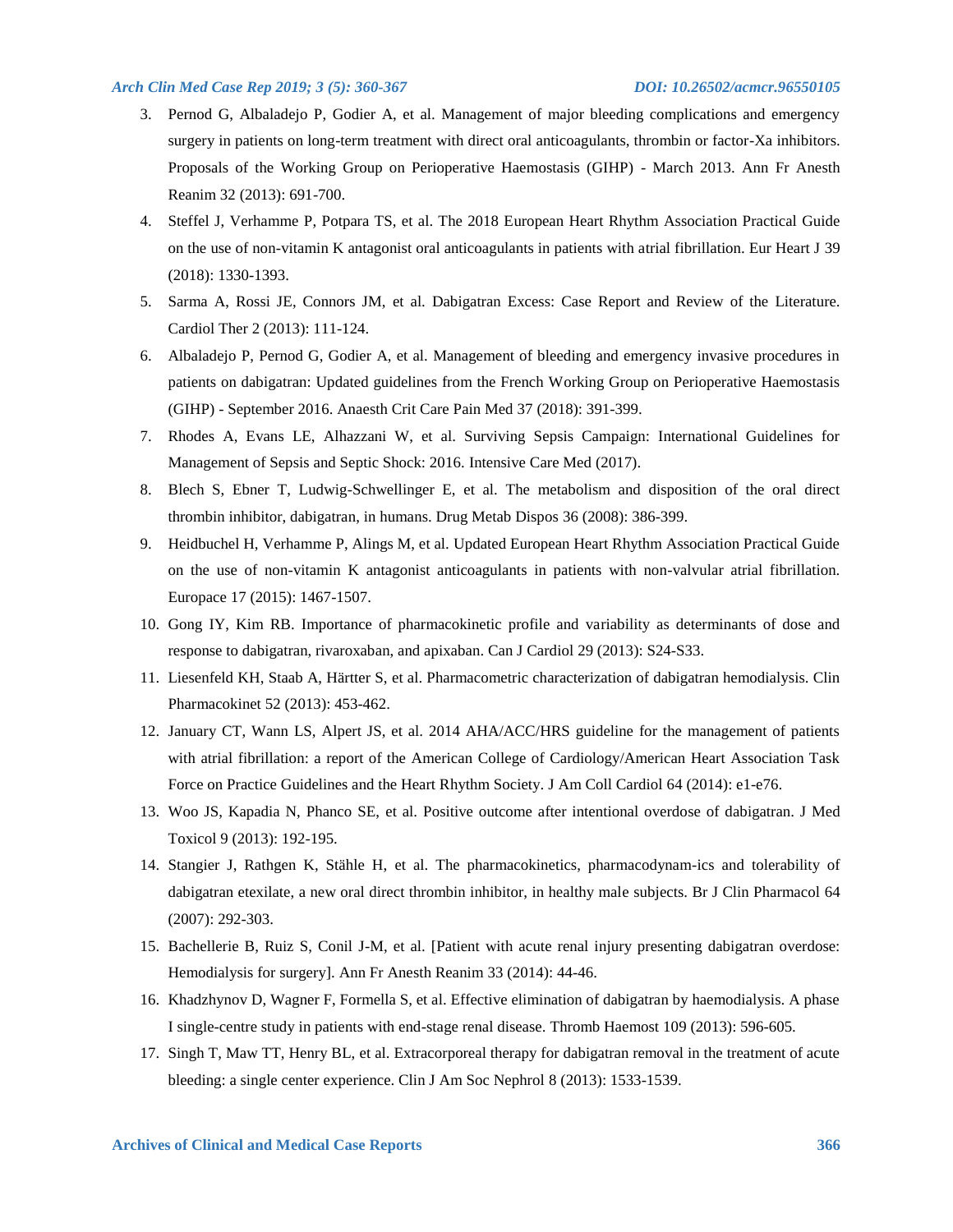3. Pernod G, Albaladejo P, Godier A, et al. Management of major bleeding complications and emergency surgery in patients on long-term treatment with direct oral anticoagulants, thrombin or factor-Xa inhibitors. Proposals of the Working Group on Perioperative Haemostasis (GIHP) - March 2013. Ann Fr Anesth Reanim 32 (2013): 691-700.
4. Steffel J, Verhamme P, Potpara TS, et al. The 2018 European Heart Rhythm Association Practical Guide on the use of non-vitamin K antagonist oral anticoagulants in patients with atrial fibrillation. Eur Heart J 39 (2018): 1330-1393.
5. Sarma A, Rossi JE, Connors JM, et al. Dabigatran Excess: Case Report and Review of the Literature. Cardiol Ther 2 (2013): 111-124.
6. Albaladejo P, Pernod G, Godier A, et al. Management of bleeding and emergency invasive procedures in patients on dabigatran: Updated guidelines from the French Working Group on Perioperative Haemostasis (GIHP) - September 2016. Anaesth Crit Care Pain Med 37 (2018): 391-399.
7. Rhodes A, Evans LE, Alhazzani W, et al. Surviving Sepsis Campaign: International Guidelines for Management of Sepsis and Septic Shock: 2016. Intensive Care Med (2017).
8. Blech S, Ebner T, Ludwig-Schwellinger E, et al. The metabolism and disposition of the oral direct thrombin inhibitor, dabigatran, in humans. Drug Metab Dispos 36 (2008): 386-399.
9. Heidbuchel H, Verhamme P, Alings M, et al. Updated European Heart Rhythm Association Practical Guide on the use of non-vitamin K antagonist anticoagulants in patients with non-valvular atrial fibrillation. Europace 17 (2015): 1467-1507.
10. Gong IY, Kim RB. Importance of pharmacokinetic profile and variability as determinants of dose and response to dabigatran, rivaroxaban, and apixaban. Can J Cardiol 29 (2013): S24-S33.
11. Liesenfeld KH, Staab A, Härtter S, et al. Pharmacometric characterization of dabigatran hemodialysis. Clin Pharmacokinet 52 (2013): 453-462.
12. January CT, Wann LS, Alpert JS, et al. 2014 AHA/ACC/HRS guideline for the management of patients with atrial fibrillation: a report of the American College of Cardiology/American Heart Association Task Force on Practice Guidelines and the Heart Rhythm Society. J Am Coll Cardiol 64 (2014): e1-e76.
13. Woo JS, Kapadia N, Phanco SE, et al. Positive outcome after intentional overdose of dabigatran. J Med Toxicol 9 (2013): 192-195.
14. Stangier J, Rathgen K, Stähle H, et al. The pharmacokinetics, pharmacodynam-ics and tolerability of dabigatran etexilate, a new oral direct thrombin inhibitor, in healthy male subjects. Br J Clin Pharmacol 64 (2007): 292-303.
15. Bachellerie B, Ruiz S, Conil J-M, et al. [Patient with acute renal injury presenting dabigatran overdose: Hemodialysis for surgery]. Ann Fr Anesth Reanim 33 (2014): 44-46.
16. Khadzhynov D, Wagner F, Formella S, et al. Effective elimination of dabigatran by haemodialysis. A phase I single-centre study in patients with end-stage renal disease. Thromb Haemost 109 (2013): 596-605.
17. Singh T, Maw TT, Henry BL, et al. Extracorporeal therapy for dabigatran removal in the treatment of acute bleeding: a single center experience. Clin J Am Soc Nephrol 8 (2013): 1533-1539.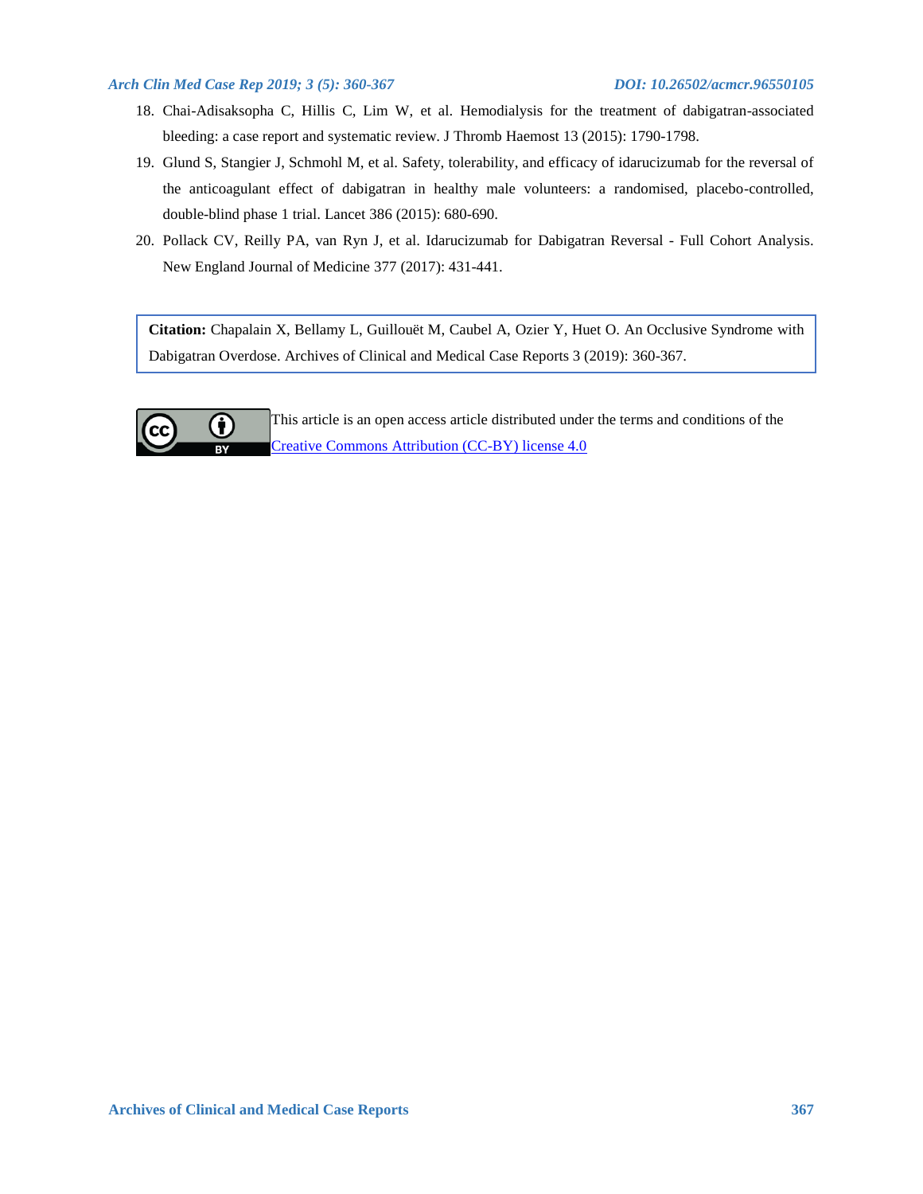18. Chai-Adisaksopha C, Hillis C, Lim W, et al. Hemodialysis for the treatment of dabigatran-associated bleeding: a case report and systematic review. J Thromb Haemost 13 (2015): 1790-1798.
19. Glund S, Stangier J, Schmohl M, et al. Safety, tolerability, and efficacy of idarucizumab for the reversal of the anticoagulant effect of dabigatran in healthy male volunteers: a randomised, placebo-controlled, double-blind phase 1 trial. Lancet 386 (2015): 680-690.
20. Pollack CV, Reilly PA, van Ryn J, et al. Idarucizumab for Dabigatran Reversal - Full Cohort Analysis. New England Journal of Medicine 377 (2017): 431-441.

**Citation:** Chapalain X, Bellamy L, Guillouët M, Caubel A, Ozier Y, Huet O. An Occlusive Syndrome with Dabigatran Overdose. Archives of Clinical and Medical Case Reports 3 (2019): 360-367.

This article is an open access article distributed under the terms and conditions of the Creative Commons Attribution (CC-BY) license 4.0